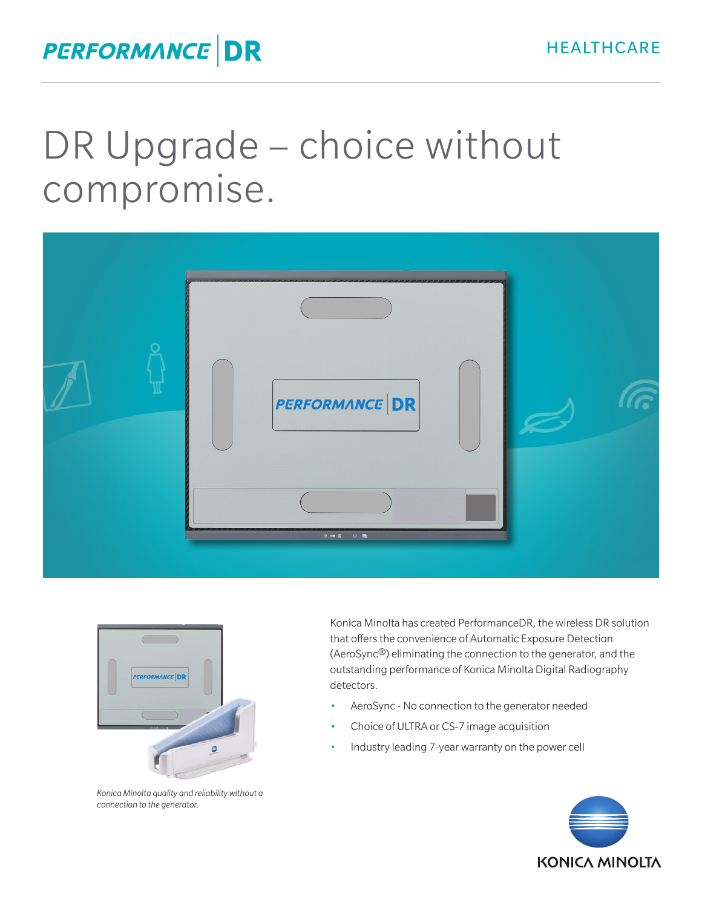PERFORMANCE | DR

HEALTHCARE

# DR Upgrade – choice without compromise.

*Konica Minolta quality and reliability without a connection to the generator.*

Konica Minolta has created PerformanceDR, the wireless DR solution that offers the convenience of Automatic Exposure Detection (AeroSync®) eliminating the connection to the generator, and the outstanding performance of Konica Minolta Digital Radiography detectors.

- AeroSync - No connection to the generator needed
- Choice of ULTRA or CS-7 image acquisition
- Industry leading 7-year warranty on the power cell

KONICA MINOLTA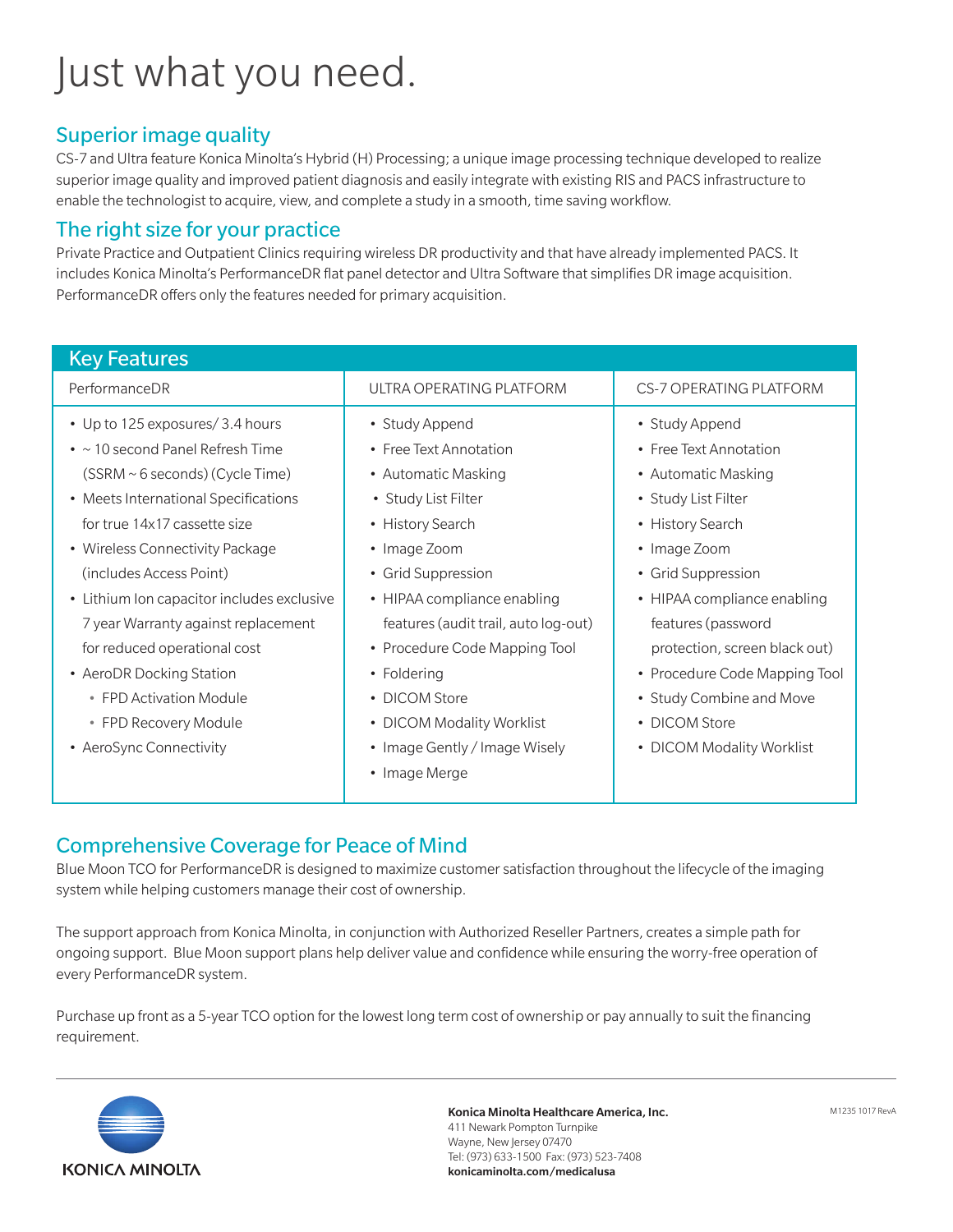# Just what you need.

## Superior image quality

CS-7 and Ultra feature Konica Minolta's Hybrid (H) Processing; a unique image processing technique developed to realize superior image quality and improved patient diagnosis and easily integrate with existing RIS and PACS infrastructure to enable the technologist to acquire, view, and complete a study in a smooth, time saving workflow.

## The right size for your practice

Private Practice and Outpatient Clinics requiring wireless DR productivity and that have already implemented PACS. It includes Konica Minolta's PerformanceDR flat panel detector and Ultra Software that simplifies DR image acquisition. PerformanceDR offers only the features needed for primary acquisition.

## Key Features

| PerformanceDR | ULTRA OPERATING PLATFORM | CS-7 OPERATING PLATFORM |
| --- | --- | --- |
| • Up to 125 exposures/ 3.4 hours<br>• ~ 10 second Panel Refresh Time (SSRM ~ 6 seconds) (Cycle Time)<br>• Meets International Specifications for true 14x17 cassette size<br>• Wireless Connectivity Package (includes Access Point)<br>• Lithium Ion capacitor includes exclusive 7 year Warranty against replacement for reduced operational cost<br>• AeroDR Docking Station<br>  • FPD Activation Module<br>  • FPD Recovery Module<br>• AeroSync Connectivity | • Study Append<br>• Free Text Annotation<br>• Automatic Masking<br>• Study List Filter<br>• History Search<br>• Image Zoom<br>• Grid Suppression<br>• HIPAA compliance enabling features (audit trail, auto log-out)<br>• Procedure Code Mapping Tool<br>• Foldering<br>• DICOM Store<br>• DICOM Modality Worklist<br>• Image Gently / Image Wisely<br>• Image Merge | • Study Append<br>• Free Text Annotation<br>• Automatic Masking<br>• Study List Filter<br>• History Search<br>• Image Zoom<br>• Grid Suppression<br>• HIPAA compliance enabling features (password protection, screen black out)<br>• Procedure Code Mapping Tool<br>• Study Combine and Move<br>• DICOM Store<br>• DICOM Modality Worklist |

## Comprehensive Coverage for Peace of Mind

Blue Moon TCO for PerformanceDR is designed to maximize customer satisfaction throughout the lifecycle of the imaging system while helping customers manage their cost of ownership.

The support approach from Konica Minolta, in conjunction with Authorized Reseller Partners, creates a simple path for ongoing support. Blue Moon support plans help deliver value and confidence while ensuring the worry-free operation of every PerformanceDR system.

Purchase up front as a 5-year TCO option for the lowest long term cost of ownership or pay annually to suit the financing requirement.

KONICA MINOLTA

**Konica Minolta Healthcare America, Inc.**
411 Newark Pompton Turnpike
Wayne, New Jersey 07470
Tel: (973) 633-1500 Fax: (973) 523-7408
**konicaminolta.com/medicalusa**

M1235 1017 RevA